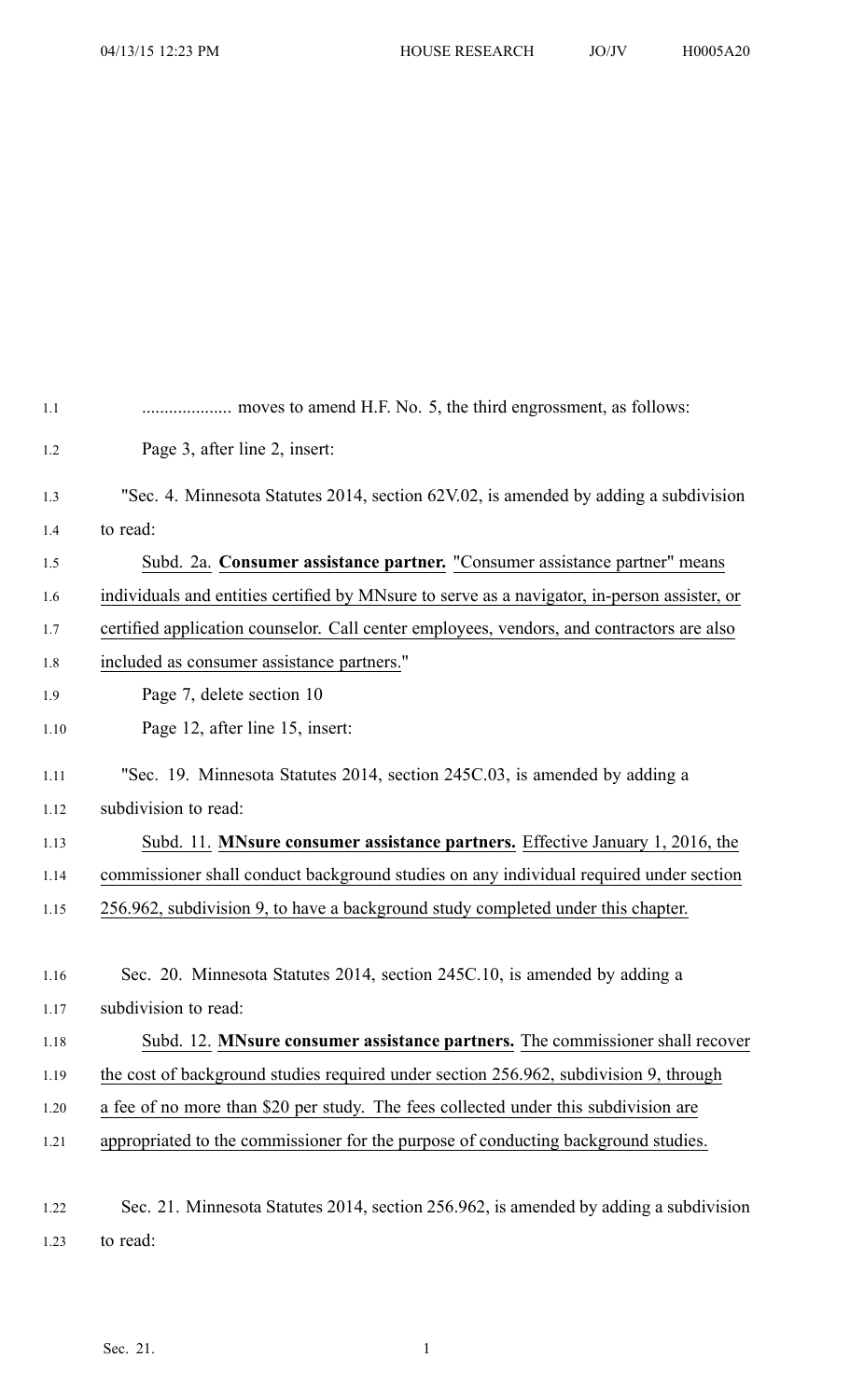.................... moves to amend H.F. No. 5, the third engrossment, as follows:

Page 3, after line 2, insert:

"Sec. 4. Minnesota Statutes 2014, section 62V.02, is amended by adding a subdivision to read:

Subd. 2a. **Consumer assistance partner.** "Consumer assistance partner" means individuals and entities certified by MNsure to serve as a navigator, in-person assister, or certified application counselor. Call center employees, vendors, and contractors are also included as consumer assistance partners."

Page 7, delete section 10

Page 12, after line 15, insert:

"Sec. 19. Minnesota Statutes 2014, section 245C.03, is amended by adding a subdivision to read:

Subd. 11. **MNsure consumer assistance partners.** Effective January 1, 2016, the commissioner shall conduct background studies on any individual required under section 256.962, subdivision 9, to have a background study completed under this chapter.

Sec. 20. Minnesota Statutes 2014, section 245C.10, is amended by adding a subdivision to read:

Subd. 12. **MNsure consumer assistance partners.** The commissioner shall recover the cost of background studies required under section 256.962, subdivision 9, through a fee of no more than $20 per study. The fees collected under this subdivision are appropriated to the commissioner for the purpose of conducting background studies.

Sec. 21. Minnesota Statutes 2014, section 256.962, is amended by adding a subdivision to read: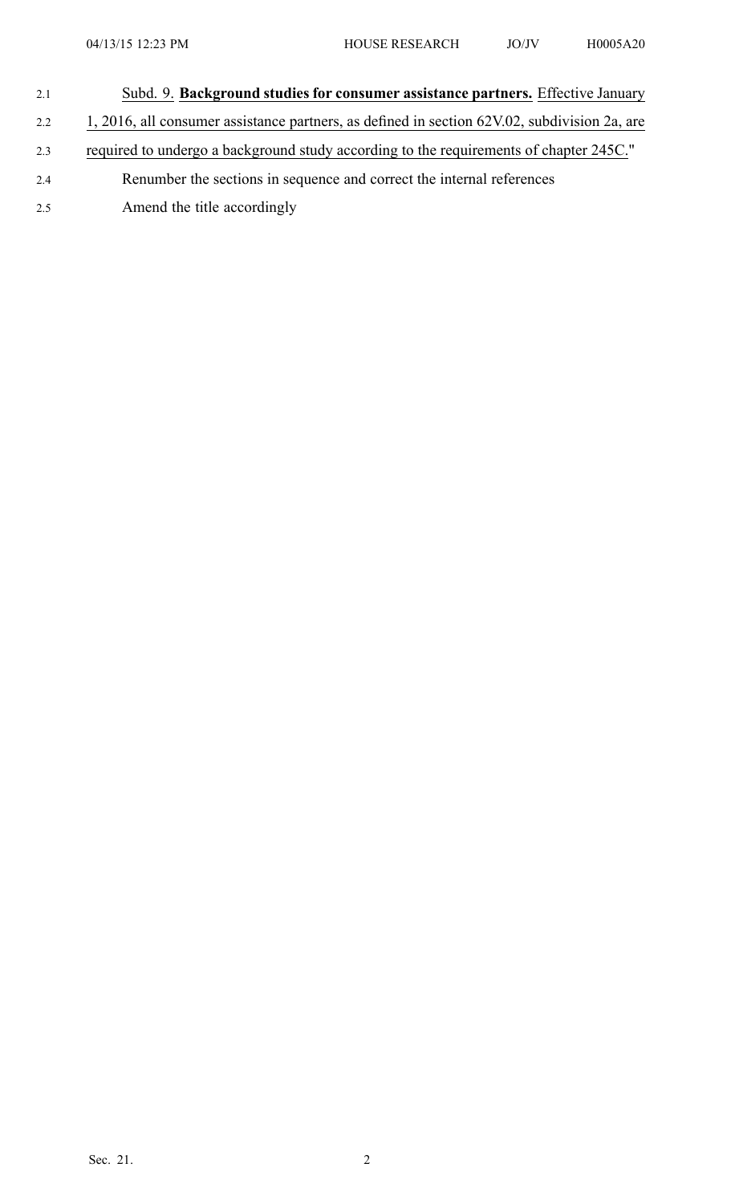Subd. 9. **Background studies for consumer assistance partners.** Effective January 1, 2016, all consumer assistance partners, as defined in section 62V.02, subdivision 2a, are required to undergo a background study according to the requirements of chapter 245C."

Renumber the sections in sequence and correct the internal references

Amend the title accordingly